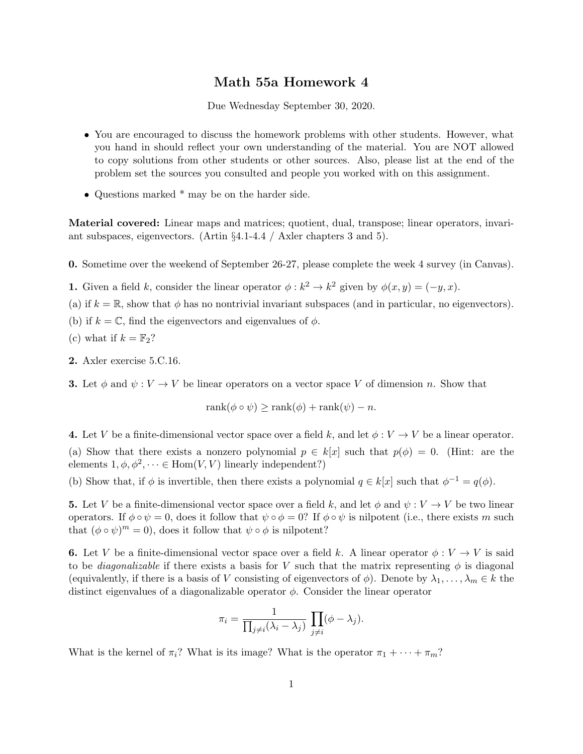# Math 55a Homework 4

Due Wednesday September 30, 2020.

- You are encouraged to discuss the homework problems with other students. However, what you hand in should reflect your own understanding of the material. You are NOT allowed to copy solutions from other students or other sources. Also, please list at the end of the problem set the sources you consulted and people you worked with on this assignment.
- Questions marked * may be on the harder side.

**Material covered:** Linear maps and matrices; quotient, dual, transpose; linear operators, invariant subspaces, eigenvectors. (Artin §4.1-4.4 / Axler chapters 3 and 5).

**0.** Sometime over the weekend of September 26-27, please complete the week 4 survey (in Canvas).

**1.** Given a field $k$, consider the linear operator $\phi : k^2 \to k^2$ given by $\phi(x, y) = (-y, x)$.

(a) if $k = \mathbb{R}$, show that $\phi$ has no nontrivial invariant subspaces (and in particular, no eigenvectors).

(b) if $k = \mathbb{C}$, find the eigenvectors and eigenvalues of $\phi$.

(c) what if $k = \mathbb{F}_2$?

**2.** Axler exercise 5.C.16.

**3.** Let $\phi$ and $\psi : V \to V$ be linear operators on a vector space $V$ of dimension $n$. Show that

$$\text{rank}(\phi \circ \psi) \geq \text{rank}(\phi) + \text{rank}(\psi) - n.$$

**4.** Let $V$ be a finite-dimensional vector space over a field $k$, and let $\phi : V \to V$ be a linear operator.

(a) Show that there exists a nonzero polynomial $p \in k[x]$ such that $p(\phi) = 0$. (Hint: are the elements $1, \phi, \phi^2, \dots \in \text{Hom}(V, V)$ linearly independent?)

(b) Show that, if $\phi$ is invertible, then there exists a polynomial $q \in k[x]$ such that $\phi^{-1} = q(\phi)$.

**5.** Let $V$ be a finite-dimensional vector space over a field $k$, and let $\phi$ and $\psi : V \to V$ be two linear operators. If $\phi \circ \psi = 0$, does it follow that $\psi \circ \phi = 0$? If $\phi \circ \psi$ is nilpotent (i.e., there exists $m$ such that $(\phi \circ \psi)^m = 0$), does it follow that $\psi \circ \phi$ is nilpotent?

**6.** Let $V$ be a finite-dimensional vector space over a field $k$. A linear operator $\phi : V \to V$ is said to be *diagonalizable* if there exists a basis for $V$ such that the matrix representing $\phi$ is diagonal (equivalently, if there is a basis of $V$ consisting of eigenvectors of $\phi$). Denote by $\lambda_1, \dots, \lambda_m \in k$ the distinct eigenvalues of a diagonalizable operator $\phi$. Consider the linear operator

$$\pi_i = \frac{1}{\prod_{j \neq i}(\lambda_i - \lambda_j)} \prod_{j \neq i}(\phi - \lambda_j).$$

What is the kernel of $\pi_i$? What is its image? What is the operator $\pi_1 + \cdots + \pi_m$?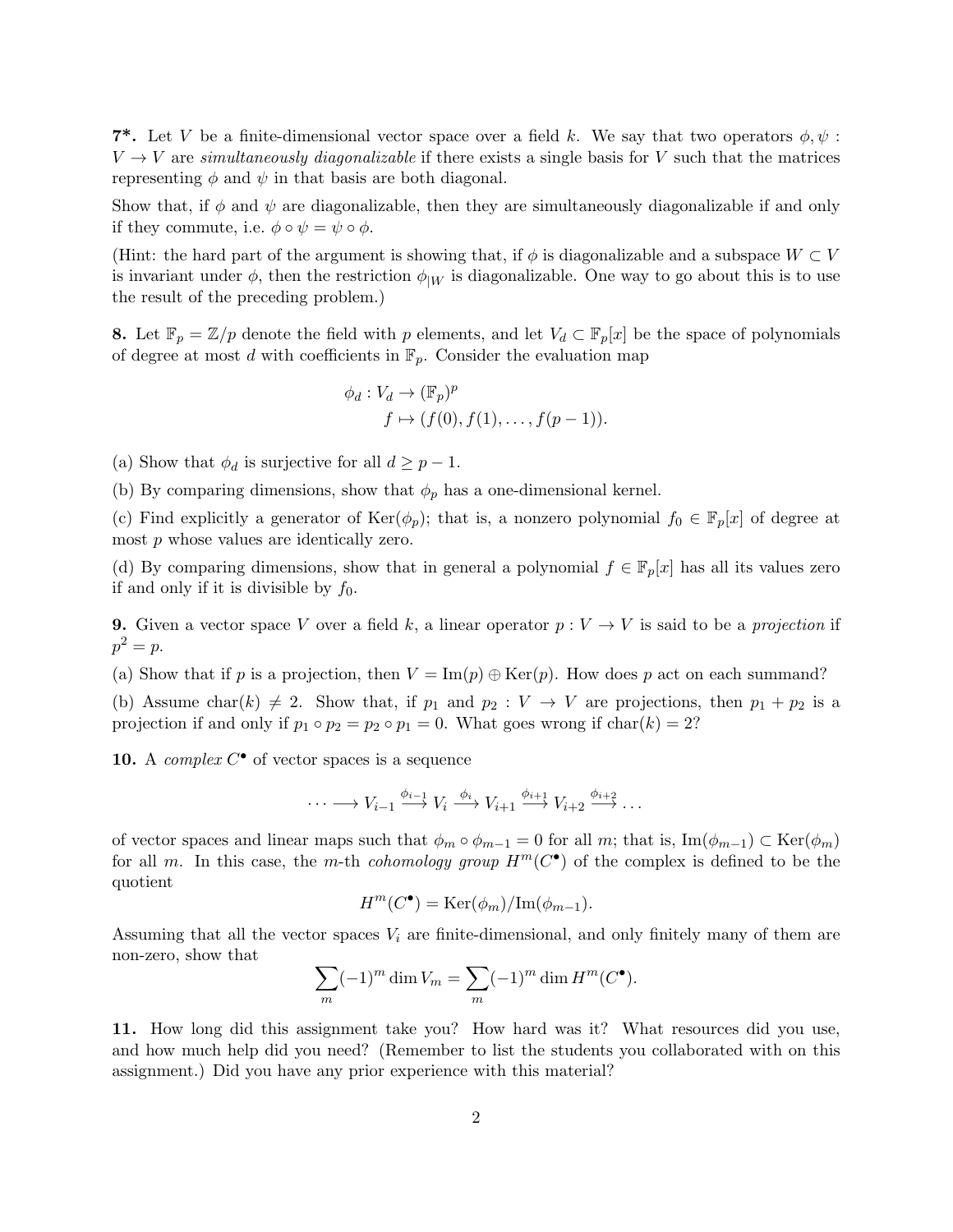**7\*.** Let $V$ be a finite-dimensional vector space over a field $k$. We say that two operators $\phi, \psi : V \to V$ are *simultaneously diagonalizable* if there exists a single basis for $V$ such that the matrices representing $\phi$ and $\psi$ in that basis are both diagonal.

Show that, if $\phi$ and $\psi$ are diagonalizable, then they are simultaneously diagonalizable if and only if they commute, i.e. $\phi \circ \psi = \psi \circ \phi$.

(Hint: the hard part of the argument is showing that, if $\phi$ is diagonalizable and a subspace $W \subset V$ is invariant under $\phi$, then the restriction $\phi_{|W}$ is diagonalizable. One way to go about this is to use the result of the preceding problem.)

**8.** Let $\mathbb{F}_p = \mathbb{Z}/p$ denote the field with $p$ elements, and let $V_d \subset \mathbb{F}_p[x]$ be the space of polynomials of degree at most $d$ with coefficients in $\mathbb{F}_p$. Consider the evaluation map

$$\begin{aligned} \phi_d : V_d &\to (\mathbb{F}_p)^p \\ f &\mapsto (f(0), f(1), \ldots, f(p-1)). \end{aligned}$$

(a) Show that $\phi_d$ is surjective for all $d \geq p-1$.

(b) By comparing dimensions, show that $\phi_p$ has a one-dimensional kernel.

(c) Find explicitly a generator of $\operatorname{Ker}(\phi_p)$; that is, a nonzero polynomial $f_0 \in \mathbb{F}_p[x]$ of degree at most $p$ whose values are identically zero.

(d) By comparing dimensions, show that in general a polynomial $f \in \mathbb{F}_p[x]$ has all its values zero if and only if it is divisible by $f_0$.

**9.** Given a vector space $V$ over a field $k$, a linear operator $p : V \to V$ is said to be a *projection* if $p^2 = p$.

(a) Show that if $p$ is a projection, then $V = \operatorname{Im}(p) \oplus \operatorname{Ker}(p)$. How does $p$ act on each summand?

(b) Assume $\operatorname{char}(k) \neq 2$. Show that, if $p_1$ and $p_2 : V \to V$ are projections, then $p_1 + p_2$ is a projection if and only if $p_1 \circ p_2 = p_2 \circ p_1 = 0$. What goes wrong if $\operatorname{char}(k) = 2$?

**10.** A *complex* $C^\bullet$ of vector spaces is a sequence

$$\cdots \longrightarrow V_{i-1} \xrightarrow{\phi_{i-1}} V_i \xrightarrow{\phi_i} V_{i+1} \xrightarrow{\phi_{i+1}} V_{i+2} \xrightarrow{\phi_{i+2}} \cdots$$

of vector spaces and linear maps such that $\phi_m \circ \phi_{m-1} = 0$ for all $m$; that is, $\operatorname{Im}(\phi_{m-1}) \subset \operatorname{Ker}(\phi_m)$ for all $m$. In this case, the $m$-th *cohomology group* $H^m(C^\bullet)$ of the complex is defined to be the quotient

$$H^m(C^\bullet) = \operatorname{Ker}(\phi_m)/\operatorname{Im}(\phi_{m-1}).$$

Assuming that all the vector spaces $V_i$ are finite-dimensional, and only finitely many of them are non-zero, show that

$$\sum_m (-1)^m \dim V_m = \sum_m (-1)^m \dim H^m(C^\bullet).$$

**11.** How long did this assignment take you? How hard was it? What resources did you use, and how much help did you need? (Remember to list the students you collaborated with on this assignment.) Did you have any prior experience with this material?